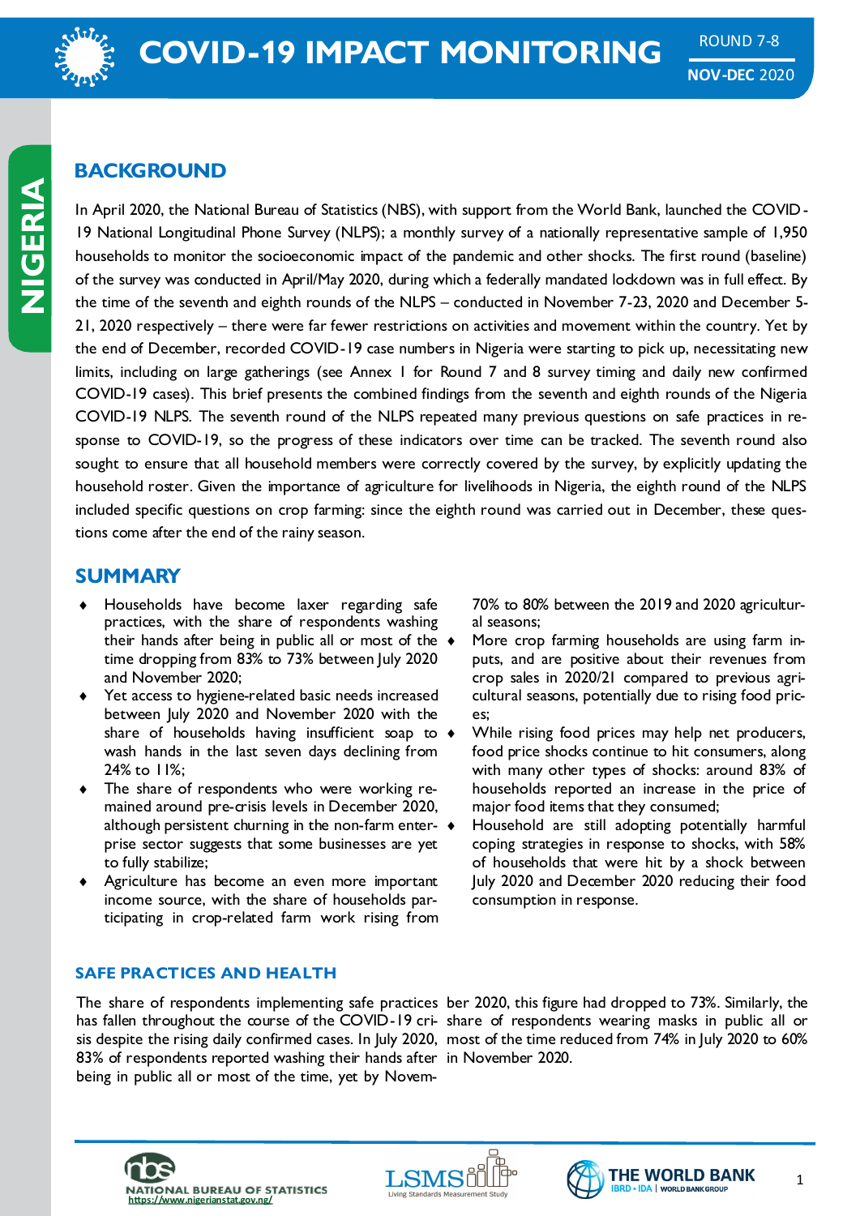# COVID-19 IMPACT MONITORING

ROUND 7-8

**NOV-DEC** 2020

NIGERIA

## BACKGROUND

In April 2020, the National Bureau of Statistics (NBS), with support from the World Bank, launched the COVID-19 National Longitudinal Phone Survey (NLPS); a monthly survey of a nationally representative sample of 1,950 households to monitor the socioeconomic impact of the pandemic and other shocks. The first round (baseline) of the survey was conducted in April/May 2020, during which a federally mandated lockdown was in full effect. By the time of the seventh and eighth rounds of the NLPS – conducted in November 7-23, 2020 and December 5-21, 2020 respectively – there were far fewer restrictions on activities and movement within the country. Yet by the end of December, recorded COVID-19 case numbers in Nigeria were starting to pick up, necessitating new limits, including on large gatherings (see Annex 1 for Round 7 and 8 survey timing and daily new confirmed COVID-19 cases). This brief presents the combined findings from the seventh and eighth rounds of the Nigeria COVID-19 NLPS. The seventh round of the NLPS repeated many previous questions on safe practices in response to COVID-19, so the progress of these indicators over time can be tracked. The seventh round also sought to ensure that all household members were correctly covered by the survey, by explicitly updating the household roster. Given the importance of agriculture for livelihoods in Nigeria, the eighth round of the NLPS included specific questions on crop farming: since the eighth round was carried out in December, these questions come after the end of the rainy season.

## SUMMARY

- Households have become laxer regarding safe practices, with the share of respondents washing their hands after being in public all or most of the time dropping from 83% to 73% between July 2020 and November 2020;
- Yet access to hygiene-related basic needs increased between July 2020 and November 2020 with the share of households having insufficient soap to wash hands in the last seven days declining from 24% to 11%;
- The share of respondents who were working remained around pre-crisis levels in December 2020, although persistent churning in the non-farm enterprise sector suggests that some businesses are yet to fully stabilize;
- Agriculture has become an even more important income source, with the share of households participating in crop-related farm work rising from 70% to 80% between the 2019 and 2020 agricultural seasons;
- More crop farming households are using farm inputs, and are positive about their revenues from crop sales in 2020/21 compared to previous agricultural seasons, potentially due to rising food prices;
- While rising food prices may help net producers, food price shocks continue to hit consumers, along with many other types of shocks: around 83% of households reported an increase in the price of major food items that they consumed;
- Household are still adopting potentially harmful coping strategies in response to shocks, with 58% of households that were hit by a shock between July 2020 and December 2020 reducing their food consumption in response.

### SAFE PRACTICES AND HEALTH

The share of respondents implementing safe practices has fallen throughout the course of the COVID-19 crisis despite the rising daily confirmed cases. In July 2020, 83% of respondents reported washing their hands after being in public all or most of the time, yet by November 2020, this figure had dropped to 73%. Similarly, the share of respondents wearing masks in public all or most of the time reduced from 74% in July 2020 to 60% in November 2020.

NATIONAL BUREAU OF STATISTICS https://www.nigerianstat.gov.ng/ | LSMS Living Standards Measurement Study | THE WORLD BANK IBRD • IDA | WORLD BANK GROUP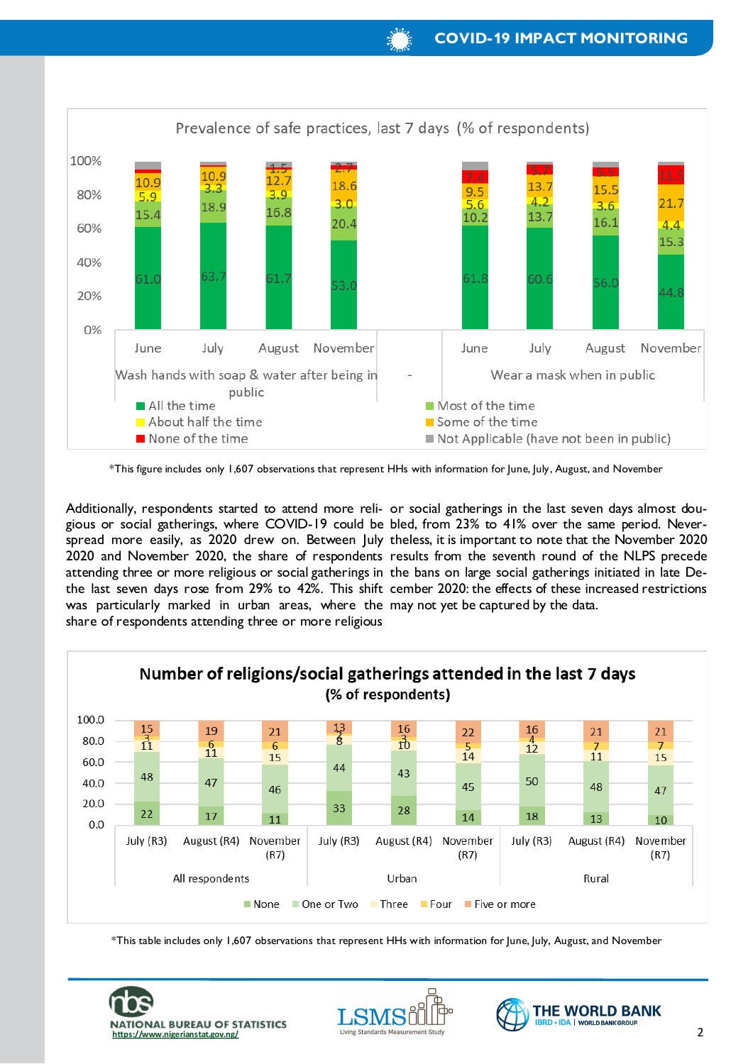**Prevalence of safe practices, last 7 days (% of respondents)**

| | All the time | Most of the time | About half the time | Some of the time | None of the time | Not Applicable (have not been in public) |
|---|---|---|---|---|---|---|
| Wash hands with soap & water after being in public – June | 61.0 | 15.4 | 5.9 | 10.9 | | |
| Wash hands with soap & water after being in public – July | 63.7 | 18.9 | 3.3 | 10.9 | | |
| Wash hands with soap & water after being in public – August | 61.7 | 16.8 | 3.9 | 12.7 | 1.5 | |
| Wash hands with soap & water after being in public – November | 53.0 | 20.4 | 3.0 | 18.6 | 2.7 | |
| Wear a mask when in public – June | 61.8 | 10.2 | 5.6 | 9.5 | 7.4 | |
| Wear a mask when in public – July | 60.6 | 13.7 | 4.2 | 13.7 | 5.7 | |
| Wear a mask when in public – August | 56.0 | 16.1 | 3.6 | 15.5 | 5.5 | |
| Wear a mask when in public – November | 44.8 | 15.3 | 4.4 | 21.7 | 11.5 | |

*This figure includes only 1,607 observations that represent HHs with information for June, July, August, and November

Additionally, respondents started to attend more religious or social gatherings, where COVID-19 could be spread more easily, as 2020 drew on. Between July 2020 and November 2020, the share of respondents attending three or more religious or social gatherings in the last seven days rose from 29% to 42%. This shift was particularly marked in urban areas, where the share of respondents attending three or more religious or social gatherings in the last seven days almost doubled, from 23% to 41% over the same period. Nevertheless, it is important to note that the November 2020 results from the seventh round of the NLPS precede the bans on large social gatherings initiated in late December 2020: the effects of these increased restrictions may not yet be captured by the data.

**Number of religions/social gatherings attended in the last 7 days (% of respondents)**

| | | None | One or Two | Three | Four | Five or more |
|---|---|---|---|---|---|---|
| All respondents | July (R3) | 22 | 48 | 11 | 3 | 15 |
| | August (R4) | 17 | 47 | 11 | 6 | 19 |
| | November (R7) | 11 | 46 | 15 | 6 | 21 |
| Urban | July (R3) | 33 | 44 | 8 | 2 | 13 |
| | August (R4) | 28 | 43 | 10 | 3 | 16 |
| | November (R7) | 14 | 45 | 14 | 5 | 22 |
| Rural | July (R3) | 18 | 50 | 12 | 4 | 16 |
| | August (R4) | 13 | 48 | 11 | 7 | 21 |
| | November (R7) | 10 | 47 | 15 | 7 | 21 |

*This table includes only 1,607 observations that represent HHs with information for June, July, August, and November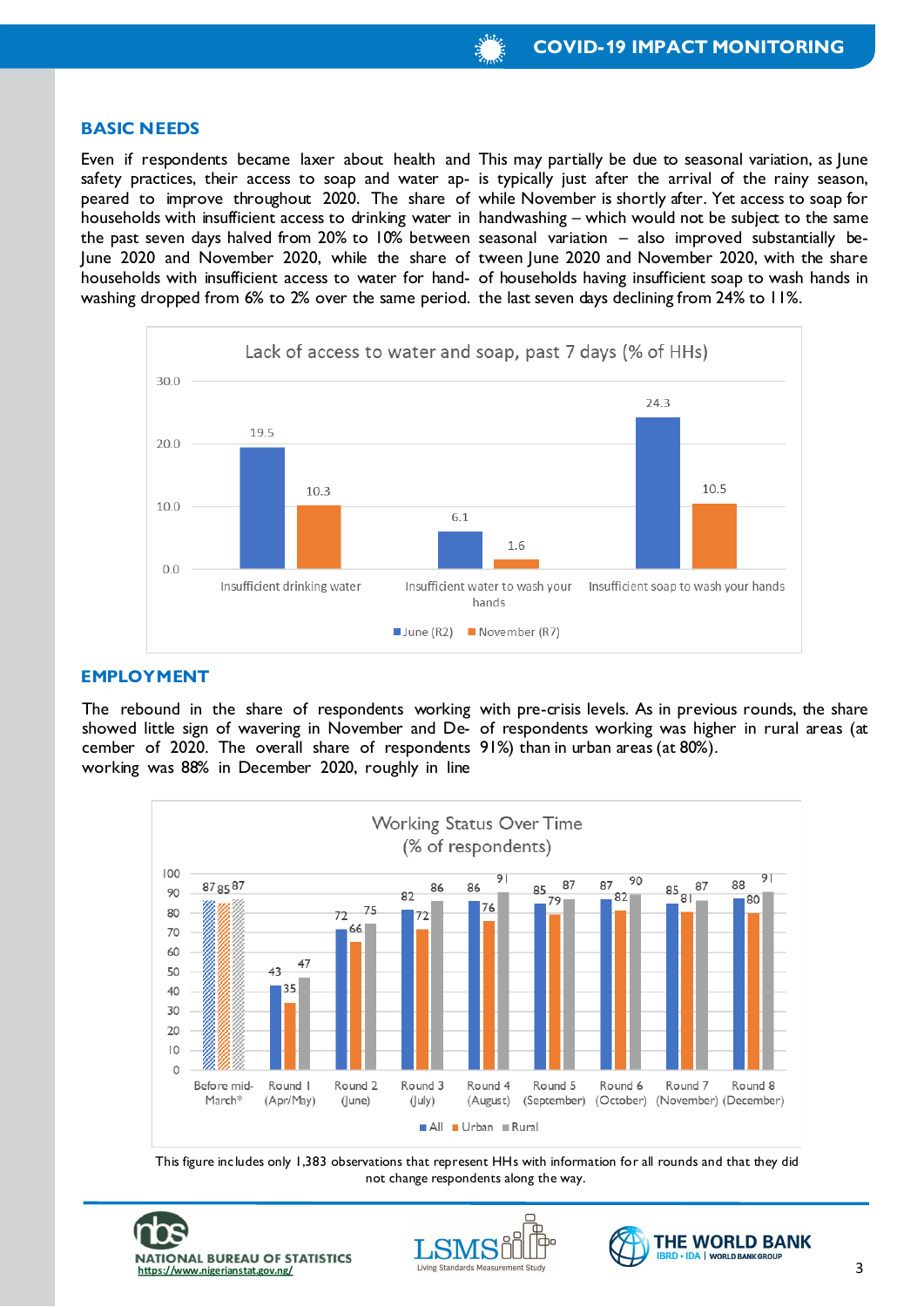## BASIC NEEDS

Even if respondents became laxer about health and safety practices, their access to soap and water appeared to improve throughout 2020. The share of households with insufficient access to drinking water in the past seven days halved from 20% to 10% between June 2020 and November 2020, while the share of households with insufficient access to water for handwashing dropped from 6% to 2% over the same period. This may partially be due to seasonal variation, as June is typically just after the arrival of the rainy season, while November is shortly after. Yet access to soap for handwashing – which would not be subject to the same seasonal variation – also improved substantially between June 2020 and November 2020, with the share of households having insufficient soap to wash hands in the last seven days declining from 24% to 11%.

**Lack of access to water and soap, past 7 days (% of HHs)**

| | June (R2) | November (R7) |
|---|---|---|
| Insufficient drinking water | 19.5 | 10.3 |
| Insufficient water to wash your hands | 6.1 | 1.6 |
| Insufficient soap to wash your hands | 24.3 | 10.5 |

## EMPLOYMENT

The rebound in the share of respondents working showed little sign of wavering in November and December of 2020. The overall share of respondents working was 88% in December 2020, roughly in line with pre-crisis levels. As in previous rounds, the share of respondents working was higher in rural areas (at 91%) than in urban areas (at 80%).

**Working Status Over Time (% of respondents)**

| | All | Urban | Rural |
|---|---|---|---|
| Before mid-March* | 87 | 85 | 87 |
| Round 1 (Apr/May) | 43 | 35 | 47 |
| Round 2 (June) | 72 | 66 | 75 |
| Round 3 (July) | 82 | 72 | 86 |
| Round 4 (August) | 86 | 76 | 91 |
| Round 5 (September) | 85 | 79 | 87 |
| Round 6 (October) | 87 | 82 | 90 |
| Round 7 (November) | 85 | 81 | 87 |
| Round 8 (December) | 88 | 80 | 91 |

This figure includes only 1,383 observations that represent HHs with information for all rounds and that they did not change respondents along the way.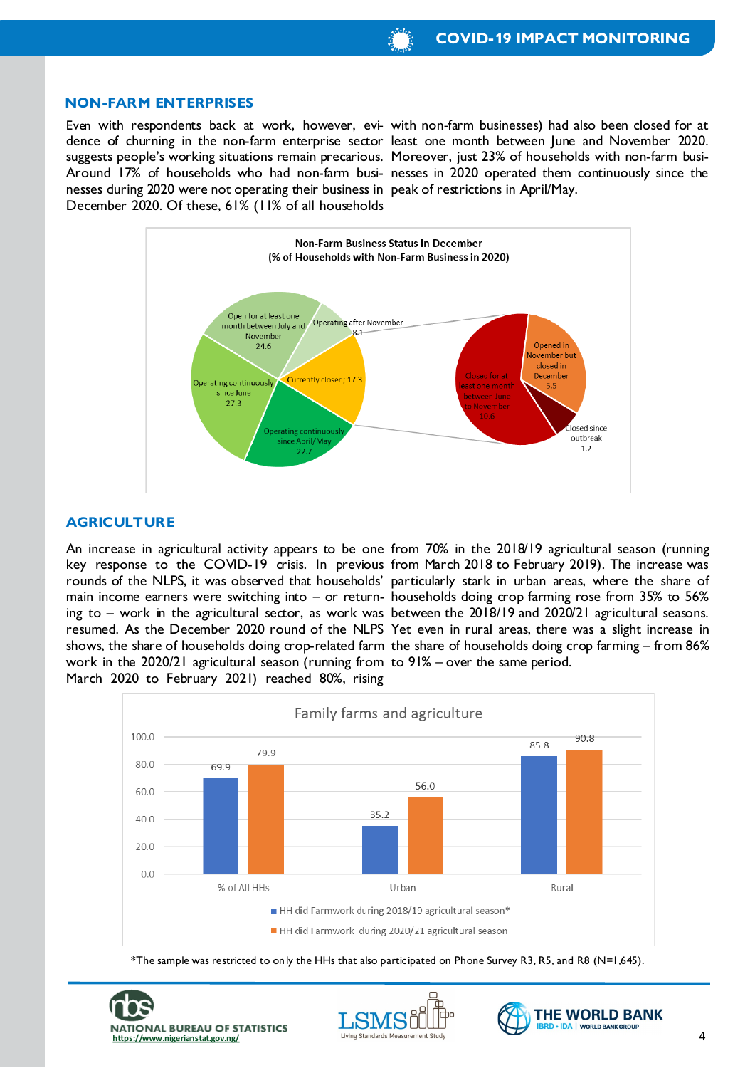## NON-FARM ENTERPRISES

Even with respondents back at work, however, evidence of churning in the non-farm enterprise sector suggests people's working situations remain precarious. Around 17% of households who had non-farm businesses during 2020 were not operating their business in December 2020. Of these, 61% (11% of all households with non-farm businesses) had also been closed for at least one month between June and November 2020. Moreover, just 23% of households with non-farm businesses in 2020 operated them continuously since the peak of restrictions in April/May.

**Non-Farm Business Status in December (% of Households with Non-Farm Business in 2020)**

| Status | % |
|---|---|
| Operating after November | 8.1 |
| Currently closed | 17.3 |
| Operating continuously since April/May | 22.7 |
| Operating continuously since June | 27.3 |
| Open for at least one month between July and November | 24.6 |

Breakdown of "Currently closed":

| Status | % |
|---|---|
| Opened in November but closed in December | 5.5 |
| Closed since outbreak | 1.2 |
| Closed for at least one month between June to November | 10.6 |

## AGRICULTURE

An increase in agricultural activity appears to be one key response to the COVID-19 crisis. In previous rounds of the NLPS, it was observed that households' main income earners were switching into – or returning to – work in the agricultural sector, as work was resumed. As the December 2020 round of the NLPS shows, the share of households doing crop-related farm work in the 2020/21 agricultural season (running from March 2020 to February 2021) reached 80%, rising from 70% in the 2018/19 agricultural season (running from March 2018 to February 2019). The increase was particularly stark in urban areas, where the share of households doing crop farming rose from 35% to 56% between the 2018/19 and 2020/21 agricultural seasons. Yet even in rural areas, there was a slight increase in the share of households doing crop farming – from 86% to 91% – over the same period.

**Family farms and agriculture**

| | HH did Farmwork during 2018/19 agricultural season* | HH did Farmwork during 2020/21 agricultural season |
|---|---|---|
| % of All HHs | 69.9 | 79.9 |
| Urban | 35.2 | 56.0 |
| Rural | 85.8 | 90.8 |

*The sample was restricted to only the HHs that also participated on Phone Survey R3, R5, and R8 (N=1,645).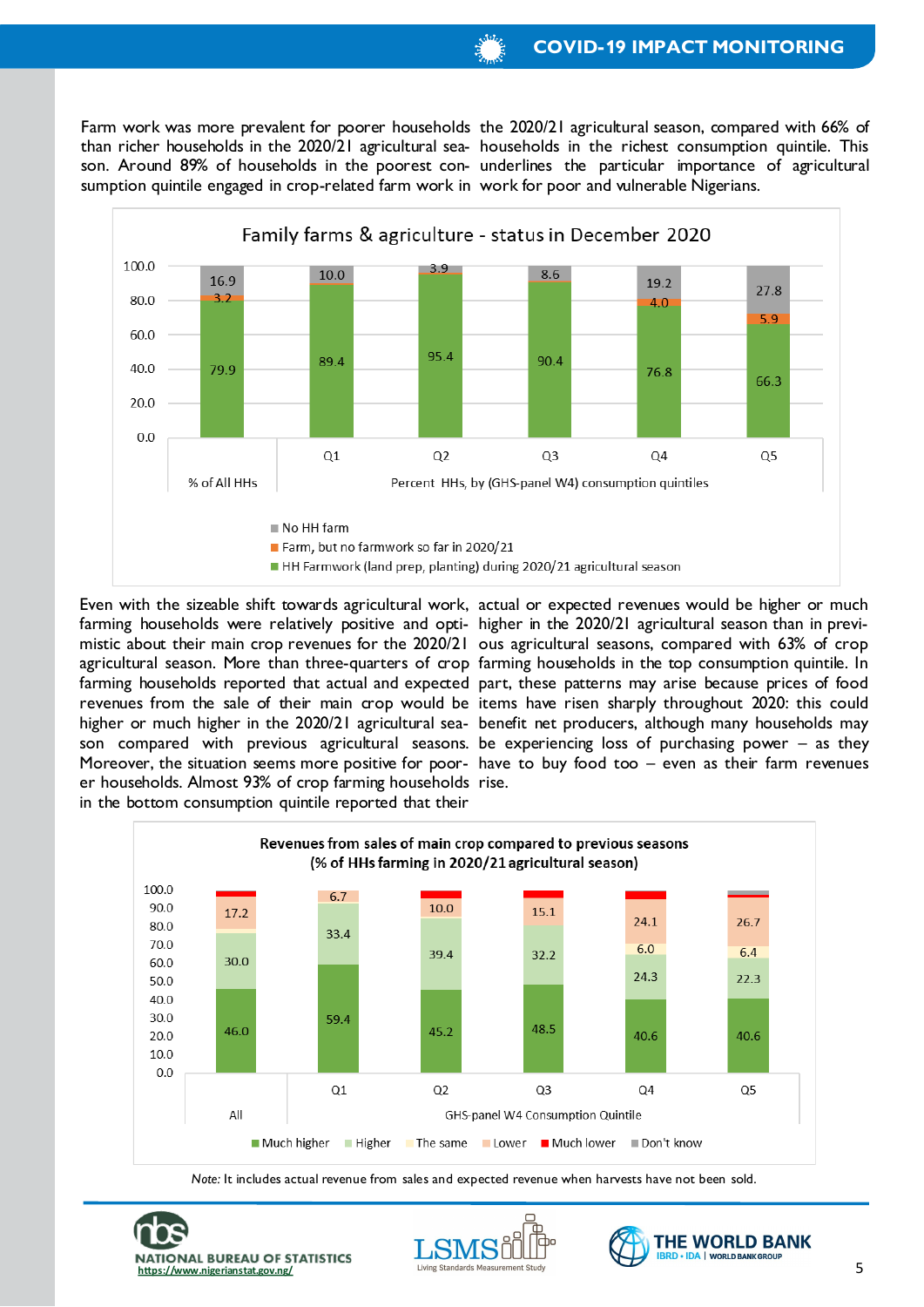Farm work was more prevalent for poorer households than richer households in the 2020/21 agricultural season. Around 89% of households in the poorest consumption quintile engaged in crop-related farm work in the 2020/21 agricultural season, compared with 66% of households in the richest consumption quintile. This underlines the particular importance of agricultural work for poor and vulnerable Nigerians.

**Family farms & agriculture - status in December 2020**

| | % of All HHs | Q1 | Q2 | Q3 | Q4 | Q5 |
|---|---|---|---|---|---|---|
| No HH farm | 16.9 | 10.0 | 3.9 | 8.6 | 19.2 | 27.8 |
| Farm, but no farmwork so far in 2020/21 | 3.2 | | | | 4.0 | 5.9 |
| HH Farmwork (land prep, planting) during 2020/21 agricultural season | 79.9 | 89.4 | 95.4 | 90.4 | 76.8 | 66.3 |

Percent HHs, by (GHS-panel W4) consumption quintiles

Even with the sizeable shift towards agricultural work, farming households were relatively positive and optimistic about their main crop revenues for the 2020/21 agricultural season. More than three-quarters of crop farming households reported that actual and expected revenues from the sale of their main crop would be higher or much higher in the 2020/21 agricultural season compared with previous agricultural seasons. Moreover, the situation seems more positive for poorer households. Almost 93% of crop farming households in the bottom consumption quintile reported that their actual or expected revenues would be higher or much higher in the 2020/21 agricultural season than in previous agricultural seasons, compared with 63% of crop farming households in the top consumption quintile. In part, these patterns may arise because prices of food items have risen sharply throughout 2020: this could benefit net producers, although many households may be experiencing loss of purchasing power – as they have to buy food too – even as their farm revenues rise.

**Revenues from sales of main crop compared to previous seasons (% of HHs farming in 2020/21 agricultural season)**

| | All | Q1 | Q2 | Q3 | Q4 | Q5 |
|---|---|---|---|---|---|---|
| Much higher | 46.0 | 59.4 | 45.2 | 48.5 | 40.6 | 40.6 |
| Higher | 30.0 | 33.4 | 39.4 | 32.2 | 24.3 | 22.3 |
| The same | | | | | 6.0 | 6.4 |
| Lower | 17.2 | 6.7 | 10.0 | 15.1 | 24.1 | 26.7 |
| Much lower | | | | | | |
| Don't know | | | | | | |

GHS-panel W4 Consumption Quintile

*Note:* It includes actual revenue from sales and expected revenue when harvests have not been sold.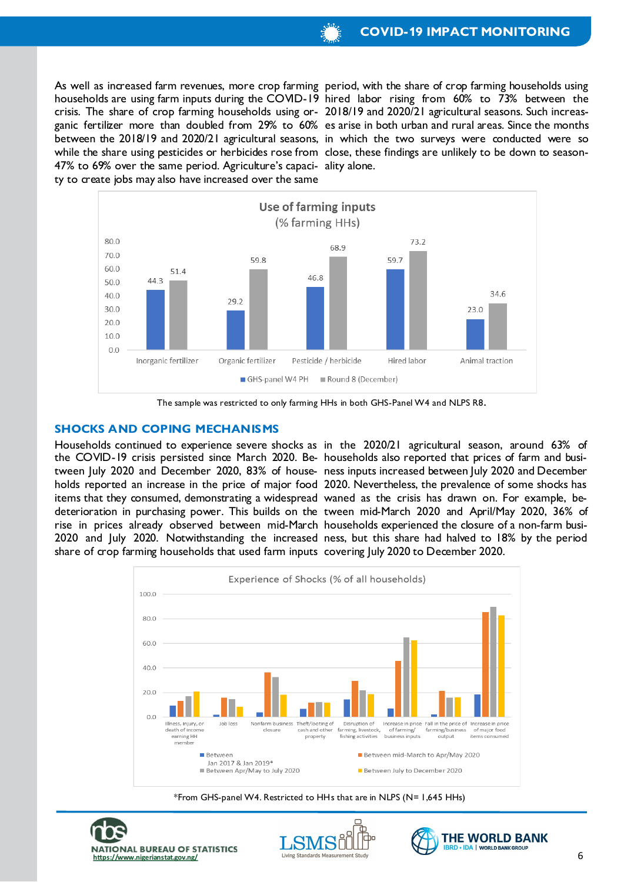As well as increased farm revenues, more crop farming households are using farm inputs during the COVID-19 crisis. The share of crop farming households using organic fertilizer more than doubled from 29% to 60% between the 2018/19 and 2020/21 agricultural seasons, while the share using pesticides or herbicides rose from 47% to 69% over the same period. Agriculture's capacity to create jobs may also have increased over the same period, with the share of crop farming households using hired labor rising from 60% to 73% between the 2018/19 and 2020/21 agricultural seasons. Such increases arise in both urban and rural areas. Since the months in which the two surveys were conducted were so close, these findings are unlikely to be down to seasonality alone.

**Use of farming inputs (% farming HHs)**

| | GHS-panel W4 PH | Round 8 (December) |
|---|---|---|
| Inorganic fertilizer | 44.3 | 51.4 |
| Organic fertilizer | 29.2 | 59.8 |
| Pesticide / herbicide | 46.8 | 68.9 |
| Hired labor | 59.7 | 73.2 |
| Animal traction | 23.0 | 34.6 |

The sample was restricted to only farming HHs in both GHS-Panel W4 and NLPS R8.

## SHOCKS AND COPING MECHANISMS

Households continued to experience severe shocks as the COVID-19 crisis persisted since March 2020. Between July 2020 and December 2020, 83% of households reported an increase in the price of major food items that they consumed, demonstrating a widespread deterioration in purchasing power. This builds on the rise in prices already observed between mid-March 2020 and July 2020. Notwithstanding the increased share of crop farming households that used farm inputs in the 2020/21 agricultural season, around 63% of households also reported that prices of farm and business inputs increased between July 2020 and December 2020. Nevertheless, the prevalence of some shocks has waned as the crisis has drawn on. For example, between mid-March 2020 and April/May 2020, 36% of households experienced the closure of a non-farm business, but this share had halved to 18% by the period covering July 2020 to December 2020.

**Experience of Shocks (% of all households)**

Categories: Illness, injury, or death of income earning HH member; Job loss; Nonfarm business closure; Theft/looting of cash and other property; Disruption of farming, livestock, fishing activities; Increase in price of farming/business inputs; Fall in the price of farming/business output; Increase in price of major food items consumed

Legend: Between Jan 2017 & Jan 2019*; Between mid-March to Apr/May 2020; Between Apr/May to July 2020; Between July to December 2020

*From GHS-panel W4. Restricted to HHs that are in NLPS (N= 1,645 HHs)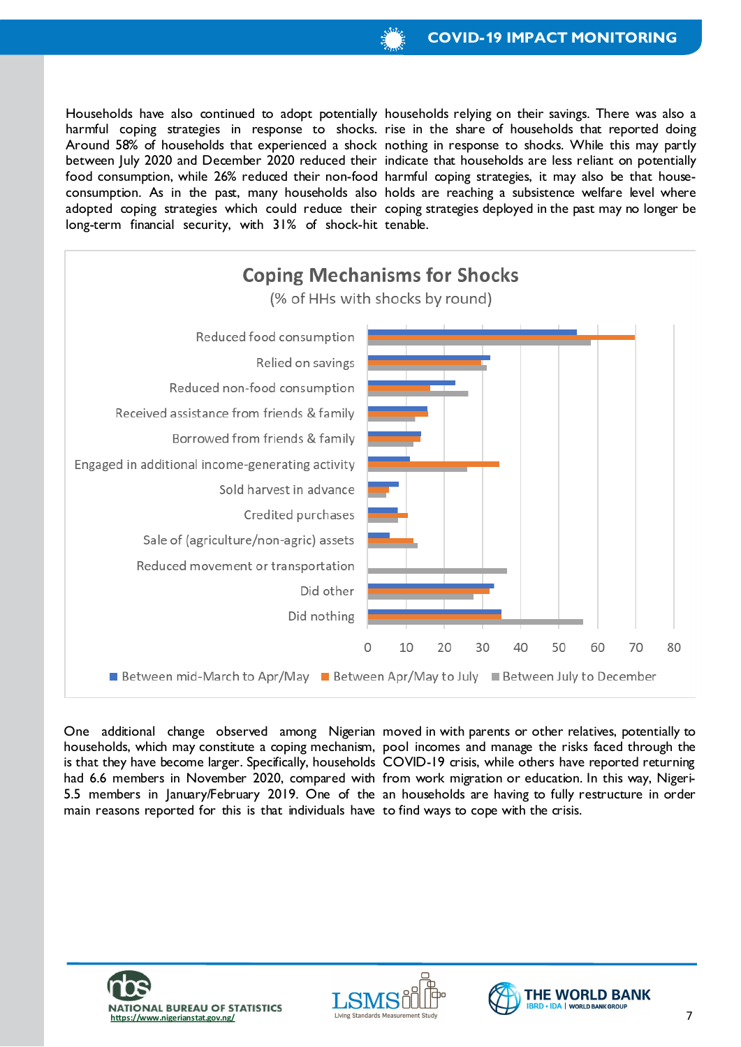Households have also continued to adopt potentially harmful coping strategies in response to shocks. Around 58% of households that experienced a shock between July 2020 and December 2020 reduced their food consumption, while 26% reduced their non-food consumption. As in the past, many households also adopted coping strategies which could reduce their long-term financial security, with 31% of shock-hit households relying on their savings. There was also a rise in the share of households that reported doing nothing in response to shocks. While this may partly indicate that households are less reliant on potentially harmful coping strategies, it may also be that households are reaching a subsistence welfare level where coping strategies deployed in the past may no longer be tenable.

**Coping Mechanisms for Shocks**

(% of HHs with shocks by round)

Reduced food consumption

Relied on savings

Reduced non-food consumption

Received assistance from friends & family

Borrowed from friends & family

Engaged in additional income-generating activity

Sold harvest in advance

Credited purchases

Sale of (agriculture/non-agric) assets

Reduced movement or transportation

Did other

Did nothing

0 10 20 30 40 50 60 70 80

Between mid-March to Apr/May | Between Apr/May to July | Between July to December

One additional change observed among Nigerian households, which may constitute a coping mechanism, is that they have become larger. Specifically, households had 6.6 members in November 2020, compared with 5.5 members in January/February 2019. One of the main reasons reported for this is that individuals have moved in with parents or other relatives, potentially to pool incomes and manage the risks faced through the COVID-19 crisis, while others have reported returning from work migration or education. In this way, Nigerian households are having to fully restructure in order to find ways to cope with the crisis.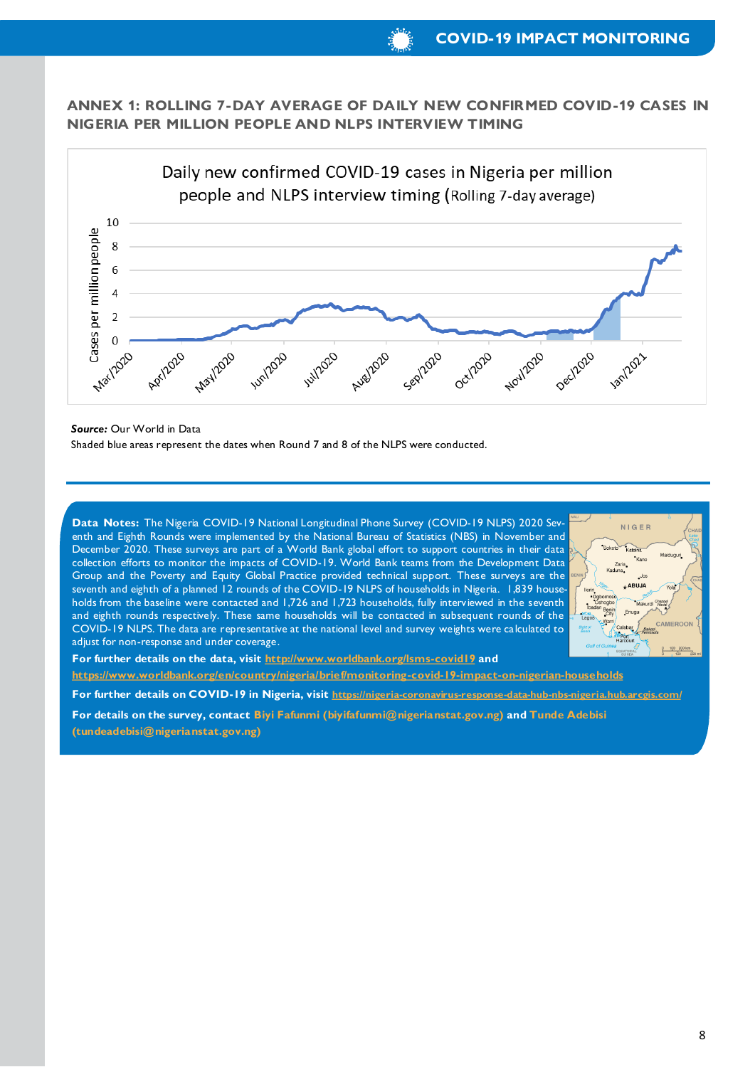## ANNEX 1: ROLLING 7-DAY AVERAGE OF DAILY NEW CONFIRMED COVID-19 CASES IN NIGERIA PER MILLION PEOPLE AND NLPS INTERVIEW TIMING

Daily new confirmed COVID-19 cases in Nigeria per million people and NLPS interview timing (Rolling 7-day average)

Cases per million people

10
8
6
4
2
0

Mar/2020 Apr/2020 May/2020 Jun/2020 Jul/2020 Aug/2020 Sep/2020 Oct/2020 Nov/2020 Dec/2020 Jan/2021

***Source:*** Our World in Data

Shaded blue areas represent the dates when Round 7 and 8 of the NLPS were conducted.

**Data Notes:** The Nigeria COVID-19 National Longitudinal Phone Survey (COVID-19 NLPS) 2020 Seventh and Eighth Rounds were implemented by the National Bureau of Statistics (NBS) in November and December 2020. These surveys are part of a World Bank global effort to support countries in their data collection efforts to monitor the impacts of COVID-19. World Bank teams from the Development Data Group and the Poverty and Equity Global Practice provided technical support. These surveys are the seventh and eighth of a planned 12 rounds of the COVID-19 NLPS of households in Nigeria. 1,839 households from the baseline were contacted and 1,726 and 1,723 households, fully interviewed in the seventh and eighth rounds respectively. These same households will be contacted in subsequent rounds of the COVID-19 NLPS. The data are representative at the national level and survey weights were calculated to adjust for non-response and under coverage.

**For further details on the data, visit** http://www.worldbank.org/lsms-covid19 **and** https://www.worldbank.org/en/country/nigeria/brief/monitoring-covid-19-impact-on-nigerian-households

**For further details on COVID-19 in Nigeria, visit** https://nigeria-coronavirus-response-data-hub-nbs-nigeria.hub.arcgis.com/

**For details on the survey, contact Biyi Fafunmi (biyifafunmi@nigerianstat.gov.ng) and Tunde Adebisi (tundeadebisi@nigerianstat.gov.ng)**